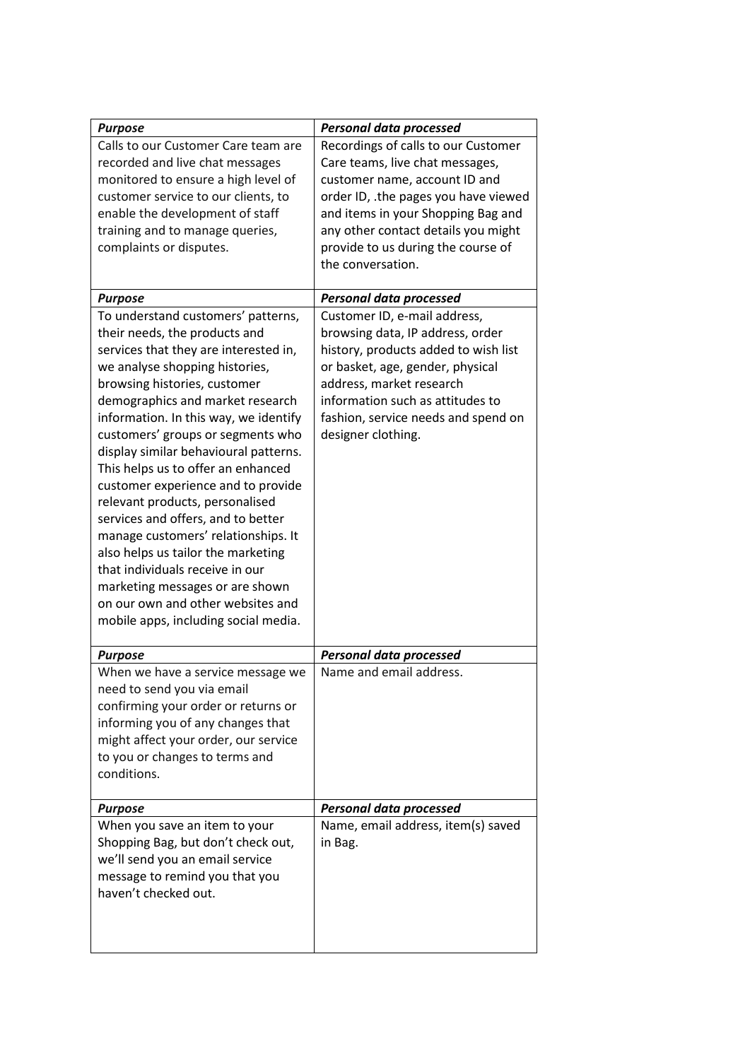| *Purpose* | *Personal data processed* |
| --- | --- |
| Calls to our Customer Care team are recorded and live chat messages monitored to ensure a high level of customer service to our clients, to enable the development of staff training and to manage queries, complaints or disputes. | Recordings of calls to our Customer Care teams, live chat messages, customer name, account ID and order ID, .the pages you have viewed and items in your Shopping Bag and any other contact details you might provide to us during the course of the conversation. |
| ***Purpose*** | ***Personal data processed*** |
| To understand customers' patterns, their needs, the products and services that they are interested in, we analyse shopping histories, browsing histories, customer demographics and market research information. In this way, we identify customers' groups or segments who display similar behavioural patterns. This helps us to offer an enhanced customer experience and to provide relevant products, personalised services and offers, and to better manage customers' relationships. It also helps us tailor the marketing that individuals receive in our marketing messages or are shown on our own and other websites and mobile apps, including social media. | Customer ID, e-mail address, browsing data, IP address, order history, products added to wish list or basket, age, gender, physical address, market research information such as attitudes to fashion, service needs and spend on designer clothing. |
| ***Purpose*** | ***Personal data processed*** |
| When we have a service message we need to send you via email confirming your order or returns or informing you of any changes that might affect your order, our service to you or changes to terms and conditions. | Name and email address. |
| ***Purpose*** | ***Personal data processed*** |
| When you save an item to your Shopping Bag, but don't check out, we'll send you an email service message to remind you that you haven't checked out. | Name, email address, item(s) saved in Bag. |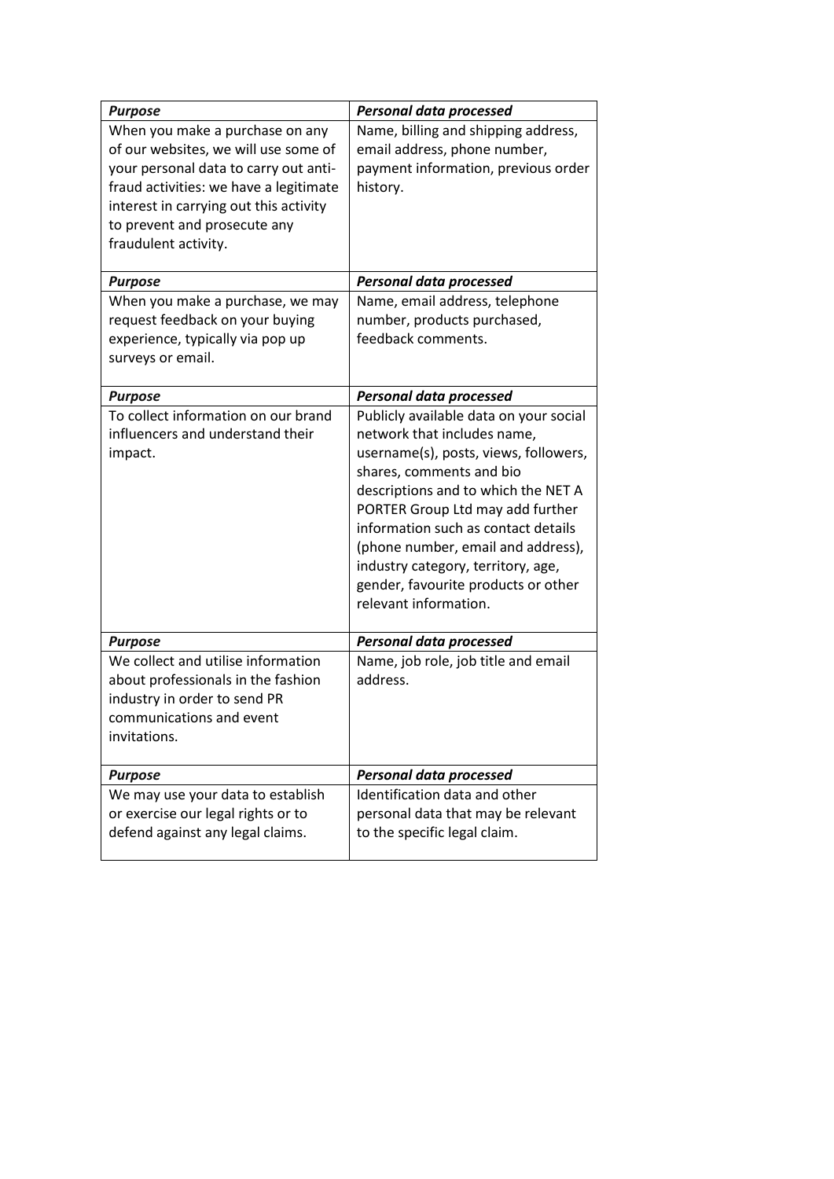| *Purpose* | *Personal data processed* |
|---|---|
| When you make a purchase on any of our websites, we will use some of your personal data to carry out anti-fraud activities: we have a legitimate interest in carrying out this activity to prevent and prosecute any fraudulent activity. | Name, billing and shipping address, email address, phone number, payment information, previous order history. |
| ***Purpose*** | ***Personal data processed*** |
| When you make a purchase, we may request feedback on your buying experience, typically via pop up surveys or email. | Name, email address, telephone number, products purchased, feedback comments. |
| ***Purpose*** | ***Personal data processed*** |
| To collect information on our brand influencers and understand their impact. | Publicly available data on your social network that includes name, username(s), posts, views, followers, shares, comments and bio descriptions and to which the NET A PORTER Group Ltd may add further information such as contact details (phone number, email and address), industry category, territory, age, gender, favourite products or other relevant information. |
| ***Purpose*** | ***Personal data processed*** |
| We collect and utilise information about professionals in the fashion industry in order to send PR communications and event invitations. | Name, job role, job title and email address. |
| ***Purpose*** | ***Personal data processed*** |
| We may use your data to establish or exercise our legal rights or to defend against any legal claims. | Identification data and other personal data that may be relevant to the specific legal claim. |